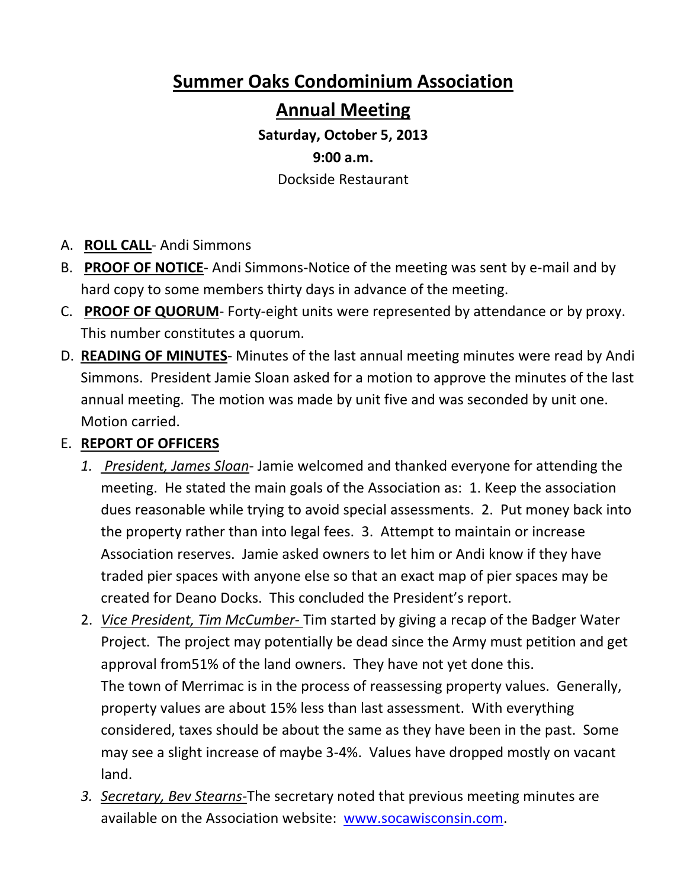# Summer Oaks Condominium Association

## Annual Meeting

**Saturday, October 5, 2013**

**9:00 a.m.**

Dockside Restaurant

A. **ROLL CALL**- Andi Simmons
B. **PROOF OF NOTICE**- Andi Simmons-Notice of the meeting was sent by e-mail and by hard copy to some members thirty days in advance of the meeting.
C. **PROOF OF QUORUM**- Forty-eight units were represented by attendance or by proxy. This number constitutes a quorum.
D. **READING OF MINUTES**- Minutes of the last annual meeting minutes were read by Andi Simmons. President Jamie Sloan asked for a motion to approve the minutes of the last annual meeting. The motion was made by unit five and was seconded by unit one. Motion carried.
E. **REPORT OF OFFICERS**
   1. *President, James Sloan*- Jamie welcomed and thanked everyone for attending the meeting. He stated the main goals of the Association as: 1. Keep the association dues reasonable while trying to avoid special assessments. 2. Put money back into the property rather than into legal fees. 3. Attempt to maintain or increase Association reserves. Jamie asked owners to let him or Andi know if they have traded pier spaces with anyone else so that an exact map of pier spaces may be created for Deano Docks. This concluded the President's report.
   2. *Vice President, Tim McCumber-* Tim started by giving a recap of the Badger Water Project. The project may potentially be dead since the Army must petition and get approval from51% of the land owners. They have not yet done this.
   The town of Merrimac is in the process of reassessing property values. Generally, property values are about 15% less than last assessment. With everything considered, taxes should be about the same as they have been in the past. Some may see a slight increase of maybe 3-4%. Values have dropped mostly on vacant land.
   3. *Secretary, Bev Stearns-*The secretary noted that previous meeting minutes are available on the Association website: www.socawisconsin.com.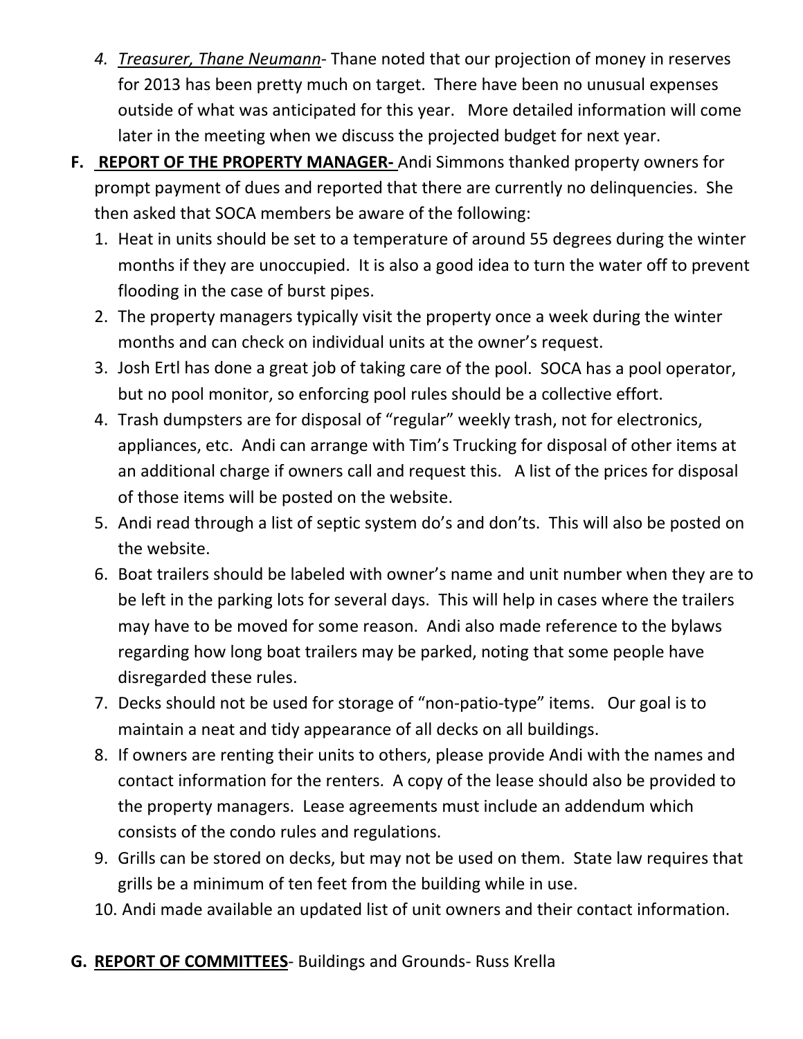4. *Treasurer, Thane Neumann*- Thane noted that our projection of money in reserves for 2013 has been pretty much on target. There have been no unusual expenses outside of what was anticipated for this year. More detailed information will come later in the meeting when we discuss the projected budget for next year.

**F. REPORT OF THE PROPERTY MANAGER-** Andi Simmons thanked property owners for prompt payment of dues and reported that there are currently no delinquencies. She then asked that SOCA members be aware of the following:

1. Heat in units should be set to a temperature of around 55 degrees during the winter months if they are unoccupied. It is also a good idea to turn the water off to prevent flooding in the case of burst pipes.
2. The property managers typically visit the property once a week during the winter months and can check on individual units at the owner's request.
3. Josh Ertl has done a great job of taking care of the pool. SOCA has a pool operator, but no pool monitor, so enforcing pool rules should be a collective effort.
4. Trash dumpsters are for disposal of "regular" weekly trash, not for electronics, appliances, etc. Andi can arrange with Tim's Trucking for disposal of other items at an additional charge if owners call and request this. A list of the prices for disposal of those items will be posted on the website.
5. Andi read through a list of septic system do's and don'ts. This will also be posted on the website.
6. Boat trailers should be labeled with owner's name and unit number when they are to be left in the parking lots for several days. This will help in cases where the trailers may have to be moved for some reason. Andi also made reference to the bylaws regarding how long boat trailers may be parked, noting that some people have disregarded these rules.
7. Decks should not be used for storage of "non-patio-type" items. Our goal is to maintain a neat and tidy appearance of all decks on all buildings.
8. If owners are renting their units to others, please provide Andi with the names and contact information for the renters. A copy of the lease should also be provided to the property managers. Lease agreements must include an addendum which consists of the condo rules and regulations.
9. Grills can be stored on decks, but may not be used on them. State law requires that grills be a minimum of ten feet from the building while in use.
10. Andi made available an updated list of unit owners and their contact information.

**G. REPORT OF COMMITTEES**- Buildings and Grounds- Russ Krella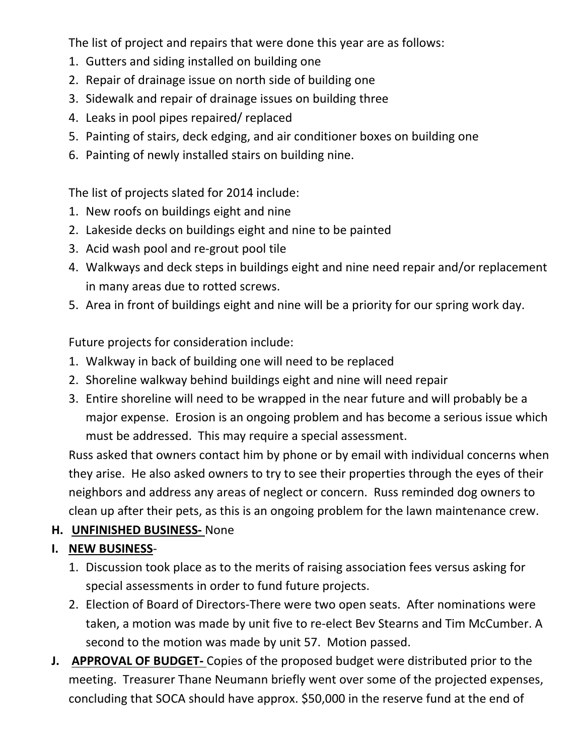The list of project and repairs that were done this year are as follows:

1. Gutters and siding installed on building one
2. Repair of drainage issue on north side of building one
3. Sidewalk and repair of drainage issues on building three
4. Leaks in pool pipes repaired/ replaced
5. Painting of stairs, deck edging, and air conditioner boxes on building one
6. Painting of newly installed stairs on building nine.

The list of projects slated for 2014 include:

1. New roofs on buildings eight and nine
2. Lakeside decks on buildings eight and nine to be painted
3. Acid wash pool and re-grout pool tile
4. Walkways and deck steps in buildings eight and nine need repair and/or replacement in many areas due to rotted screws.
5. Area in front of buildings eight and nine will be a priority for our spring work day.

Future projects for consideration include:

1. Walkway in back of building one will need to be replaced
2. Shoreline walkway behind buildings eight and nine will need repair
3. Entire shoreline will need to be wrapped in the near future and will probably be a major expense. Erosion is an ongoing problem and has become a serious issue which must be addressed. This may require a special assessment.

Russ asked that owners contact him by phone or by email with individual concerns when they arise. He also asked owners to try to see their properties through the eyes of their neighbors and address any areas of neglect or concern. Russ reminded dog owners to clean up after their pets, as this is an ongoing problem for the lawn maintenance crew.

**H. UNFINISHED BUSINESS-** None

**I. NEW BUSINESS**-

1. Discussion took place as to the merits of raising association fees versus asking for special assessments in order to fund future projects.
2. Election of Board of Directors-There were two open seats. After nominations were taken, a motion was made by unit five to re-elect Bev Stearns and Tim McCumber. A second to the motion was made by unit 57. Motion passed.

**J. APPROVAL OF BUDGET-** Copies of the proposed budget were distributed prior to the meeting. Treasurer Thane Neumann briefly went over some of the projected expenses, concluding that SOCA should have approx. $50,000 in the reserve fund at the end of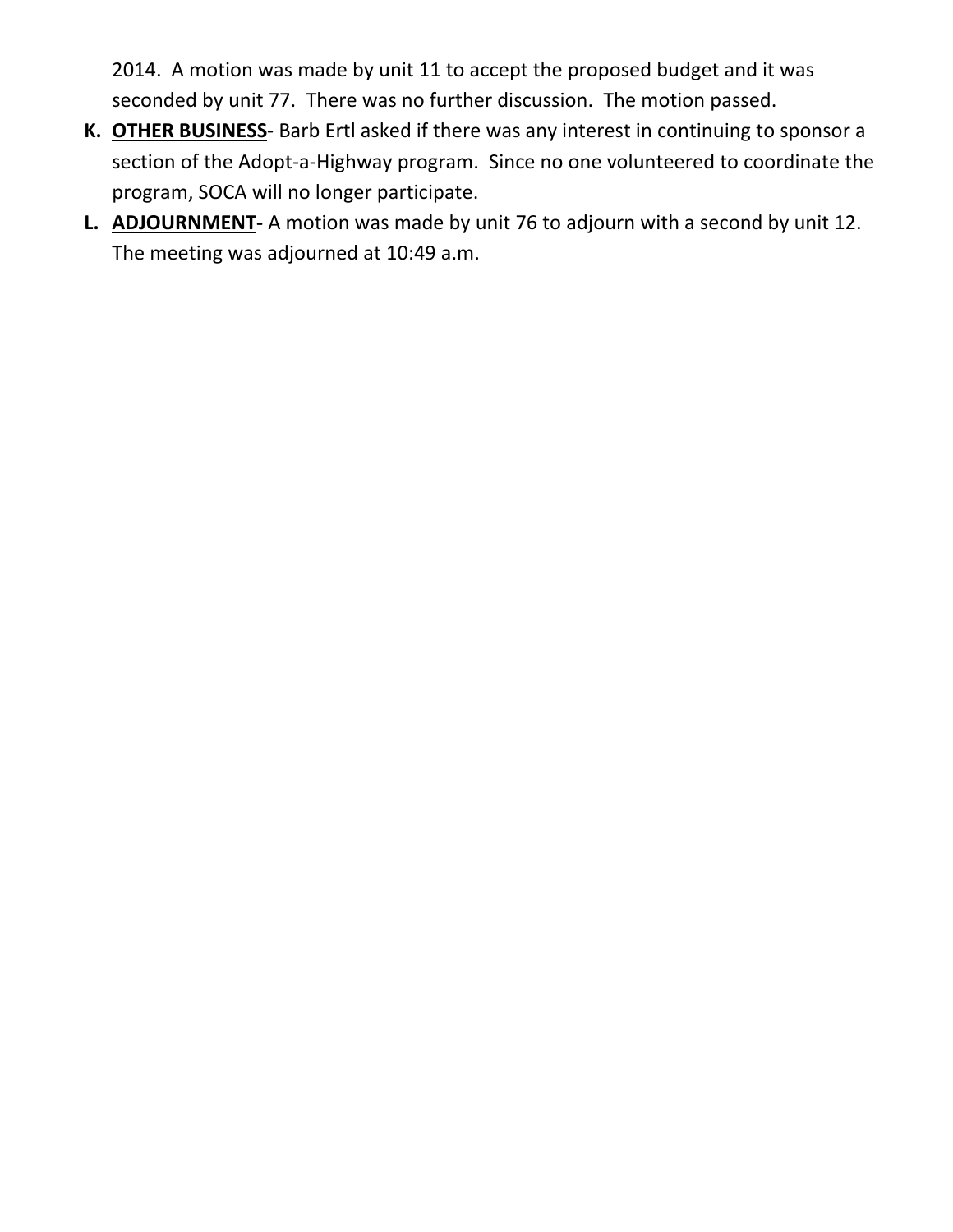2014. A motion was made by unit 11 to accept the proposed budget and it was seconded by unit 77. There was no further discussion. The motion passed.

K. **OTHER BUSINESS**- Barb Ertl asked if there was any interest in continuing to sponsor a section of the Adopt-a-Highway program. Since no one volunteered to coordinate the program, SOCA will no longer participate.

L. **ADJOURNMENT-** A motion was made by unit 76 to adjourn with a second by unit 12. The meeting was adjourned at 10:49 a.m.